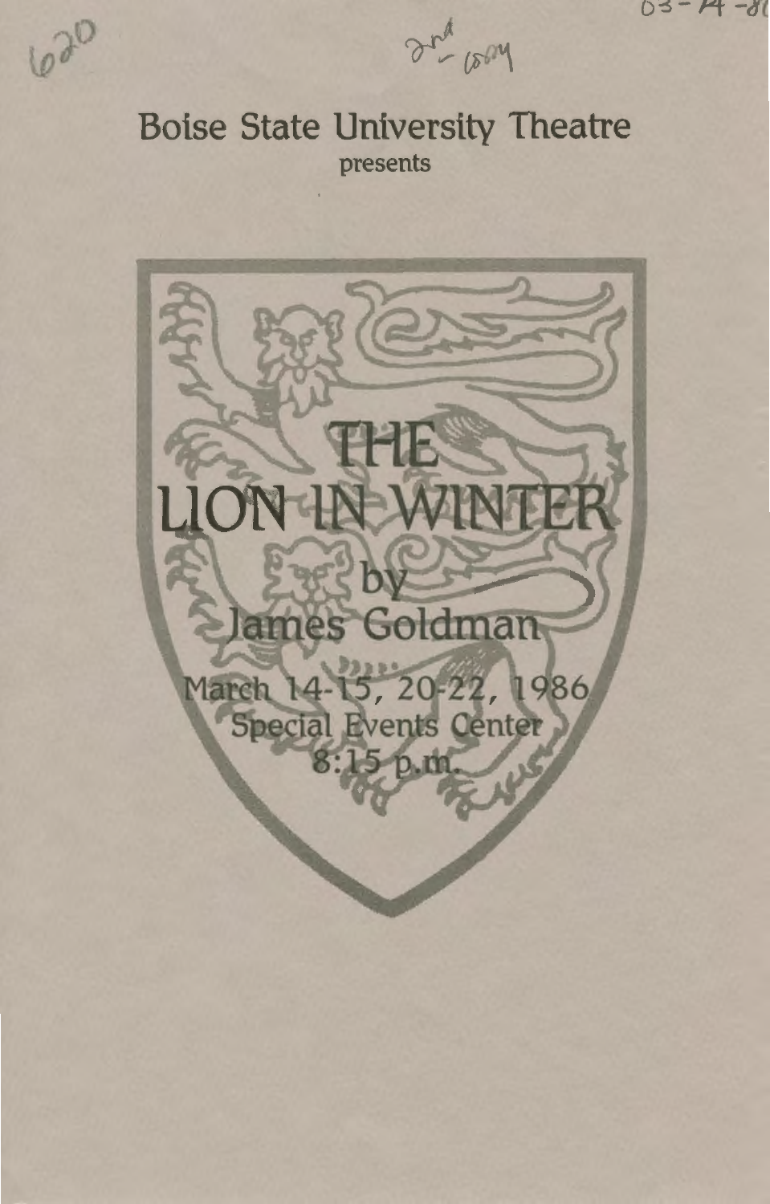620

2nd - copy

03-14-86

Boise State University Theatre

presents

# THE LION IN WINTER

by

James Goldman

March 14-15, 20-22, 1986

Special Events Center

8:15 p.m.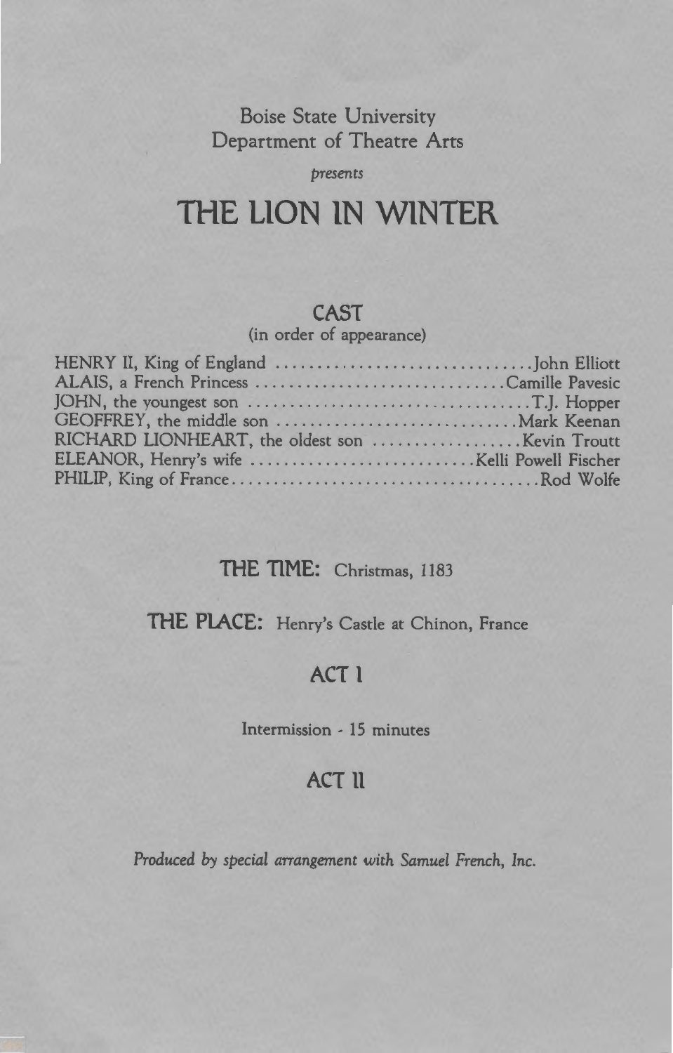Boise State University
Department of Theatre Arts

*presents*

# THE LION IN WINTER

## CAST

(in order of appearance)

HENRY II, King of England ................................ John Elliott
ALAIS, a French Princess ................................ Camille Pavesic
JOHN, the youngest son ................................ T.J. Hopper
GEOFFREY, the middle son ................................ Mark Keenan
RICHARD LIONHEART, the oldest son ................................ Kevin Troutt
ELEANOR, Henry's wife ................................ Kelli Powell Fischer
PHILIP, King of France................................ Rod Wolfe

**THE TIME:** Christmas, 1183

**THE PLACE:** Henry's Castle at Chinon, France

## ACT I

Intermission - 15 minutes

## ACT II

*Produced by special arrangement with Samuel French, Inc.*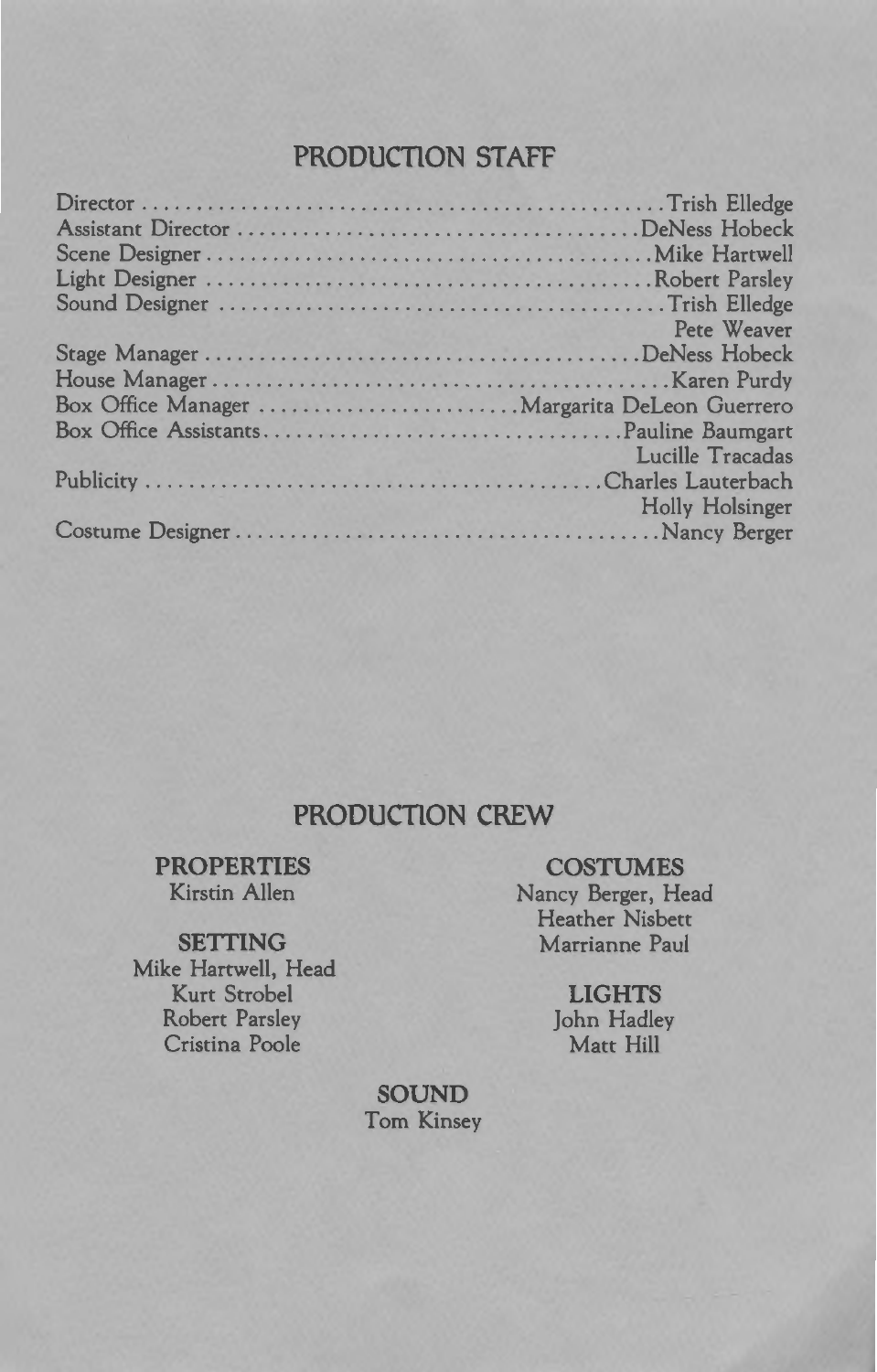## PRODUCTION STAFF

| Role | Name |
|---|---|
| Director | Trish Elledge |
| Assistant Director | DeNess Hobeck |
| Scene Designer | Mike Hartwell |
| Light Designer | Robert Parsley |
| Sound Designer | Trish Elledge |
| | Pete Weaver |
| Stage Manager | DeNess Hobeck |
| House Manager | Karen Purdy |
| Box Office Manager | Margarita DeLeon Guerrero |
| Box Office Assistants | Pauline Baumgart |
| | Lucille Tracadas |
| Publicity | Charles Lauterbach |
| | Holly Holsinger |
| Costume Designer | Nancy Berger |

## PRODUCTION CREW

**PROPERTIES**
Kirstin Allen

**SETTING**
Mike Hartwell, Head
Kurt Strobel
Robert Parsley
Cristina Poole

**COSTUMES**
Nancy Berger, Head
Heather Nisbett
Marrianne Paul

**LIGHTS**
John Hadley
Matt Hill

**SOUND**
Tom Kinsey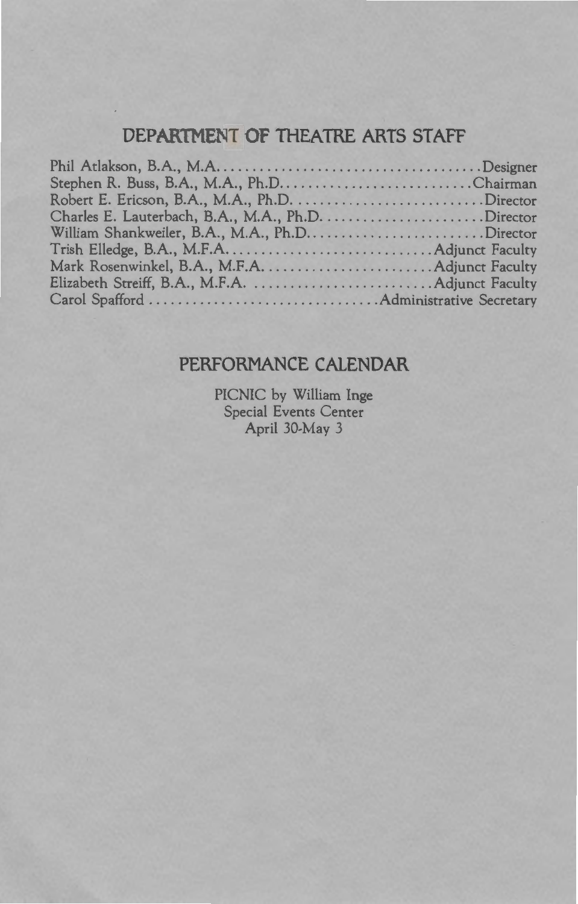## DEPARTMENT OF THEATRE ARTS STAFF

Phil Atlakson, B.A., M.A. .................................... Designer
Stephen R. Buss, B.A., M.A., Ph.D. .......................... Chairman
Robert E. Ericson, B.A., M.A., Ph.D. ......................... Director
Charles E. Lauterbach, B.A., M.A., Ph.D. ...................... Director
William Shankweiler, B.A., M.A., Ph.D. ........................ Director
Trish Elledge, B.A., M.F.A. ............................ Adjunct Faculty
Mark Rosenwinkel, B.A., M.F.A. ........................ Adjunct Faculty
Elizabeth Streiff, B.A., M.F.A. ......................... Adjunct Faculty
Carol Spafford ................................ Administrative Secretary

## PERFORMANCE CALENDAR

PICNIC by William Inge
Special Events Center
April 30-May 3